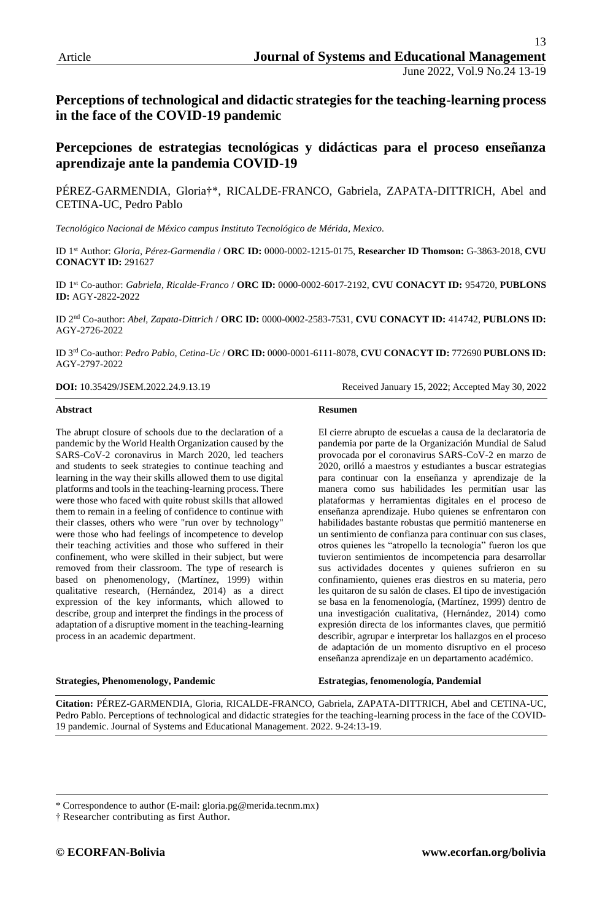Article

# Perceptions of technological and didactic strategies for the teaching-learning process in the face of the COVID-19 pandemic

# Percepciones de estrategias tecnológicas y didácticas para el proceso enseñanza aprendizaje ante la pandemia COVID-19

PÉREZ-GARMENDIA, Gloria†*, RICALDE-FRANCO, Gabriela, ZAPATA-DITTRICH, Abel and CETINA-UC, Pedro Pablo

*Tecnológico Nacional de México campus Instituto Tecnológico de Mérida, Mexico.*

ID 1st Author: *Gloria, Pérez-Garmendia* / **ORC ID:** 0000-0002-1215-0175, **Researcher ID Thomson:** G-3863-2018, **CVU CONACYT ID:** 291627

ID 1st Co-author: *Gabriela, Ricalde-Franco* / **ORC ID:** 0000-0002-6017-2192, **CVU CONACYT ID:** 954720, **PUBLONS ID:** AGY-2822-2022

ID 2nd Co-author: *Abel, Zapata-Dittrich* / **ORC ID:** 0000-0002-2583-7531, **CVU CONACYT ID:** 414742, **PUBLONS ID:** AGY-2726-2022

ID 3rd Co-author: *Pedro Pablo, Cetina-Uc* / **ORC ID:** 0000-0001-6111-8078, **CVU CONACYT ID:** 772690 **PUBLONS ID:** AGY-2797-2022

**DOI:** 10.35429/JSEM.2022.24.9.13.19

Received January 15, 2022; Accepted May 30, 2022

**Abstract**

The abrupt closure of schools due to the declaration of a pandemic by the World Health Organization caused by the SARS-CoV-2 coronavirus in March 2020, led teachers and students to seek strategies to continue teaching and learning in the way their skills allowed them to use digital platforms and tools in the teaching-learning process. There were those who faced with quite robust skills that allowed them to remain in a feeling of confidence to continue with their classes, others who were "run over by technology" were those who had feelings of incompetence to develop their teaching activities and those who suffered in their confinement, who were skilled in their subject, but were removed from their classroom. The type of research is based on phenomenology, (Martínez, 1999) within qualitative research, (Hernández, 2014) as a direct expression of the key informants, which allowed to describe, group and interpret the findings in the process of adaptation of a disruptive moment in the teaching-learning process in an academic department.

**Strategies, Phenomenology, Pandemic**

**Resumen**

El cierre abrupto de escuelas a causa de la declaratoria de pandemia por parte de la Organización Mundial de Salud provocada por el coronavirus SARS-CoV-2 en marzo de 2020, orilló a maestros y estudiantes a buscar estrategias para continuar con la enseñanza y aprendizaje de la manera como sus habilidades les permitían usar las plataformas y herramientas digitales en el proceso de enseñanza aprendizaje. Hubo quienes se enfrentaron con habilidades bastante robustas que permitió mantenerse en un sentimiento de confianza para continuar con sus clases, otros quienes les "atropello la tecnología" fueron los que tuvieron sentimientos de incompetencia para desarrollar sus actividades docentes y quienes sufrieron en su confinamiento, quienes eras diestros en su materia, pero les quitaron de su salón de clases. El tipo de investigación se basa en la fenomenología, (Martínez, 1999) dentro de una investigación cualitativa, (Hernández, 2014) como expresión directa de los informantes claves, que permitió describir, agrupar e interpretar los hallazgos en el proceso de adaptación de un momento disruptivo en el proceso enseñanza aprendizaje en un departamento académico.

**Estrategias, fenomenología, Pandemial**

**Citation:** PÉREZ-GARMENDIA, Gloria, RICALDE-FRANCO, Gabriela, ZAPATA-DITTRICH, Abel and CETINA-UC, Pedro Pablo. Perceptions of technological and didactic strategies for the teaching-learning process in the face of the COVID-19 pandemic. Journal of Systems and Educational Management. 2022. 9-24:13-19.

\* Correspondence to author (E-mail: gloria.pg@merida.tecnm.mx)

† Researcher contributing as first Author.

© ECORFAN-Bolivia www.ecorfan.org/bolivia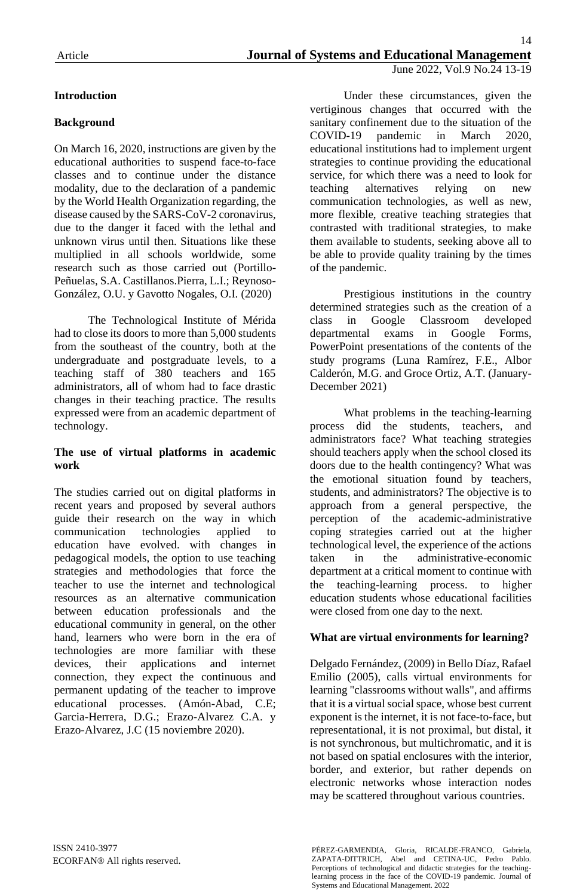## Introduction

### Background

On March 16, 2020, instructions are given by the educational authorities to suspend face-to-face classes and to continue under the distance modality, due to the declaration of a pandemic by the World Health Organization regarding, the disease caused by the SARS-CoV-2 coronavirus, due to the danger it faced with the lethal and unknown virus until then. Situations like these multiplied in all schools worldwide, some research such as those carried out (Portillo-Peñuelas, S.A. Castillanos.Pierra, L.I.; Reynoso-González, O.U. y Gavotto Nogales, O.I. (2020)

The Technological Institute of Mérida had to close its doors to more than 5,000 students from the southeast of the country, both at the undergraduate and postgraduate levels, to a teaching staff of 380 teachers and 165 administrators, all of whom had to face drastic changes in their teaching practice. The results expressed were from an academic department of technology.

### The use of virtual platforms in academic work

The studies carried out on digital platforms in recent years and proposed by several authors guide their research on the way in which communication technologies applied to education have evolved. with changes in pedagogical models, the option to use teaching strategies and methodologies that force the teacher to use the internet and technological resources as an alternative communication between education professionals and the educational community in general, on the other hand, learners who were born in the era of technologies are more familiar with these devices, their applications and internet connection, they expect the continuous and permanent updating of the teacher to improve educational processes. (Amón-Abad, C.E; Garcia-Herrera, D.G.; Erazo-Alvarez C.A. y Erazo-Alvarez, J.C (15 noviembre 2020).

Under these circumstances, given the vertiginous changes that occurred with the sanitary confinement due to the situation of the COVID-19 pandemic in March 2020, educational institutions had to implement urgent strategies to continue providing the educational service, for which there was a need to look for teaching alternatives relying on new communication technologies, as well as new, more flexible, creative teaching strategies that contrasted with traditional strategies, to make them available to students, seeking above all to be able to provide quality training by the times of the pandemic.

Prestigious institutions in the country determined strategies such as the creation of a class in Google Classroom developed departmental exams in Google Forms, PowerPoint presentations of the contents of the study programs (Luna Ramírez, F.E., Albor Calderón, M.G. and Groce Ortiz, A.T. (January-December 2021)

What problems in the teaching-learning process did the students, teachers, and administrators face? What teaching strategies should teachers apply when the school closed its doors due to the health contingency? What was the emotional situation found by teachers, students, and administrators? The objective is to approach from a general perspective, the perception of the academic-administrative coping strategies carried out at the higher technological level, the experience of the actions taken in the administrative-economic department at a critical moment to continue with the teaching-learning process. to higher education students whose educational facilities were closed from one day to the next.

### What are virtual environments for learning?

Delgado Fernández, (2009) in Bello Díaz, Rafael Emilio (2005), calls virtual environments for learning "classrooms without walls", and affirms that it is a virtual social space, whose best current exponent is the internet, it is not face-to-face, but representational, it is not proximal, but distal, it is not synchronous, but multichromatic, and it is not based on spatial enclosures with the interior, border, and exterior, but rather depends on electronic networks whose interaction nodes may be scattered throughout various countries.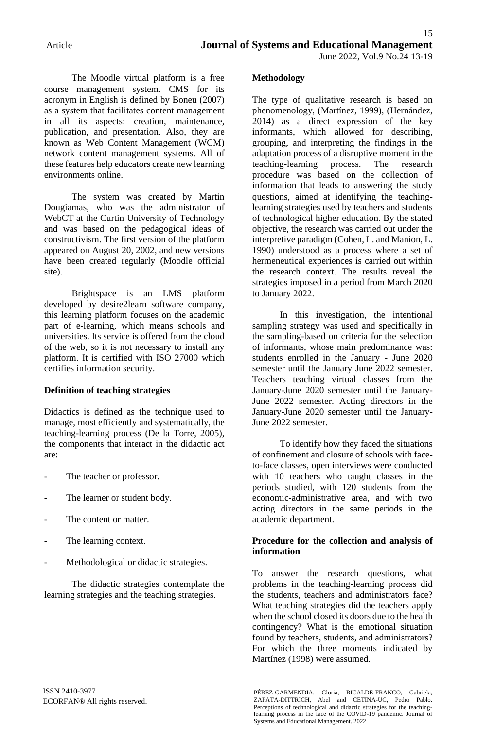The Moodle virtual platform is a free course management system. CMS for its acronym in English is defined by Boneu (2007) as a system that facilitates content management in all its aspects: creation, maintenance, publication, and presentation. Also, they are known as Web Content Management (WCM) network content management systems. All of these features help educators create new learning environments online.

The system was created by Martin Dougiamas, who was the administrator of WebCT at the Curtin University of Technology and was based on the pedagogical ideas of constructivism. The first version of the platform appeared on August 20, 2002, and new versions have been created regularly (Moodle official site).

Brightspace is an LMS platform developed by desire2learn software company, this learning platform focuses on the academic part of e-learning, which means schools and universities. Its service is offered from the cloud of the web, so it is not necessary to install any platform. It is certified with ISO 27000 which certifies information security.

**Definition of teaching strategies**

Didactics is defined as the technique used to manage, most efficiently and systematically, the teaching-learning process (De la Torre, 2005), the components that interact in the didactic act are:

- The teacher or professor.
- The learner or student body.
- The content or matter.
- The learning context.
- Methodological or didactic strategies.

The didactic strategies contemplate the learning strategies and the teaching strategies.

**Methodology**

The type of qualitative research is based on phenomenology, (Martínez, 1999), (Hernández, 2014) as a direct expression of the key informants, which allowed for describing, grouping, and interpreting the findings in the adaptation process of a disruptive moment in the teaching-learning process. The research procedure was based on the collection of information that leads to answering the study questions, aimed at identifying the teaching-learning strategies used by teachers and students of technological higher education. By the stated objective, the research was carried out under the interpretive paradigm (Cohen, L. and Manion, L. 1990) understood as a process where a set of hermeneutical experiences is carried out within the research context. The results reveal the strategies imposed in a period from March 2020 to January 2022.

In this investigation, the intentional sampling strategy was used and specifically in the sampling-based on criteria for the selection of informants, whose main predominance was: students enrolled in the January - June 2020 semester until the January June 2022 semester. Teachers teaching virtual classes from the January-June 2020 semester until the January-June 2022 semester. Acting directors in the January-June 2020 semester until the January-June 2022 semester.

To identify how they faced the situations of confinement and closure of schools with face-to-face classes, open interviews were conducted with 10 teachers who taught classes in the periods studied, with 120 students from the economic-administrative area, and with two acting directors in the same periods in the academic department.

**Procedure for the collection and analysis of information**

To answer the research questions, what problems in the teaching-learning process did the students, teachers and administrators face? What teaching strategies did the teachers apply when the school closed its doors due to the health contingency? What is the emotional situation found by teachers, students, and administrators? For which the three moments indicated by Martínez (1998) were assumed.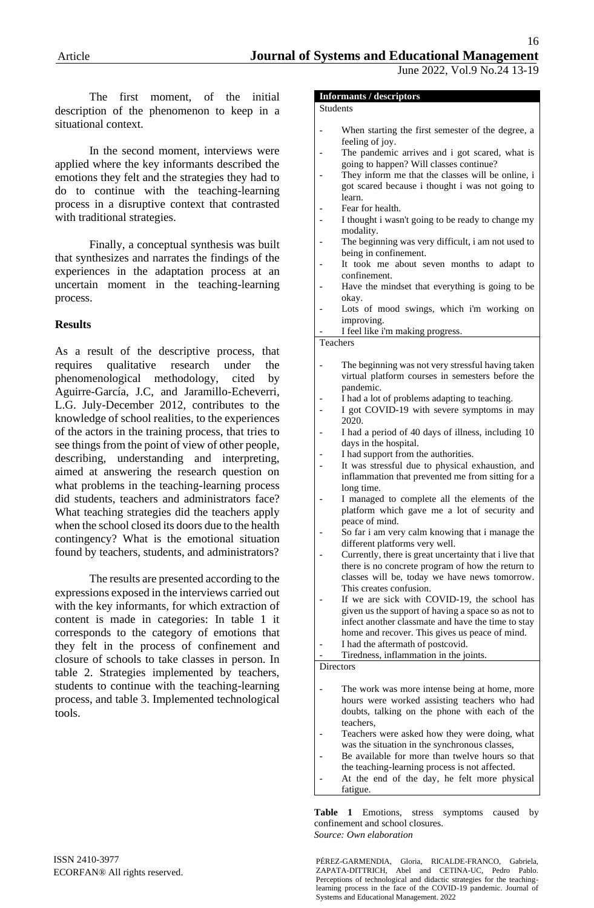The first moment, of the initial description of the phenomenon to keep in a situational context.

In the second moment, interviews were applied where the key informants described the emotions they felt and the strategies they had to do to continue with the teaching-learning process in a disruptive context that contrasted with traditional strategies.

Finally, a conceptual synthesis was built that synthesizes and narrates the findings of the experiences in the adaptation process at an uncertain moment in the teaching-learning process.

## Results

As a result of the descriptive process, that requires qualitative research under the phenomenological methodology, cited by Aguirre-García, J.C, and Jaramillo-Echeverri, L.G. July-December 2012, contributes to the knowledge of school realities, to the experiences of the actors in the training process, that tries to see things from the point of view of other people, describing, understanding and interpreting, aimed at answering the research question on what problems in the teaching-learning process did students, teachers and administrators face? What teaching strategies did the teachers apply when the school closed its doors due to the health contingency? What is the emotional situation found by teachers, students, and administrators?

The results are presented according to the expressions exposed in the interviews carried out with the key informants, for which extraction of content is made in categories: In table 1 it corresponds to the category of emotions that they felt in the process of confinement and closure of schools to take classes in person. In table 2. Strategies implemented by teachers, students to continue with the teaching-learning process, and table 3. Implemented technological tools.

| Informants / descriptors |
|---|
| Students |
| - When starting the first semester of the degree, a feeling of joy.<br>- The pandemic arrives and i got scared, what is going to happen? Will classes continue?<br>- They inform me that the classes will be online, i got scared because i thought i was not going to learn.<br>- Fear for health.<br>- I thought i wasn't going to be ready to change my modality.<br>- The beginning was very difficult, i am not used to being in confinement.<br>- It took me about seven months to adapt to confinement.<br>- Have the mindset that everything is going to be okay.<br>- Lots of mood swings, which i'm working on improving.<br>- I feel like i'm making progress. |
| Teachers |
| - The beginning was not very stressful having taken virtual platform courses in semesters before the pandemic.<br>- I had a lot of problems adapting to teaching.<br>- I got COVID-19 with severe symptoms in may 2020.<br>- I had a period of 40 days of illness, including 10 days in the hospital.<br>- I had support from the authorities.<br>- It was stressful due to physical exhaustion, and inflammation that prevented me from sitting for a long time.<br>- I managed to complete all the elements of the platform which gave me a lot of security and peace of mind.<br>- So far i am very calm knowing that i manage the different platforms very well.<br>- Currently, there is great uncertainty that i live that there is no concrete program of how the return to classes will be, today we have news tomorrow. This creates confusion.<br>- If we are sick with COVID-19, the school has given us the support of having a space so as not to infect another classmate and have the time to stay home and recover. This gives us peace of mind.<br>- I had the aftermath of postcovid.<br>- Tiredness, inflammation in the joints. |
| Directors |
| - The work was more intense being at home, more hours were worked assisting teachers who had doubts, talking on the phone with each of the teachers,<br>- Teachers were asked how they were doing, what was the situation in the synchronous classes,<br>- Be available for more than twelve hours so that the teaching-learning process is not affected.<br>- At the end of the day, he felt more physical fatigue. |

**Table 1** Emotions, stress symptoms caused by confinement and school closures.
*Source: Own elaboration*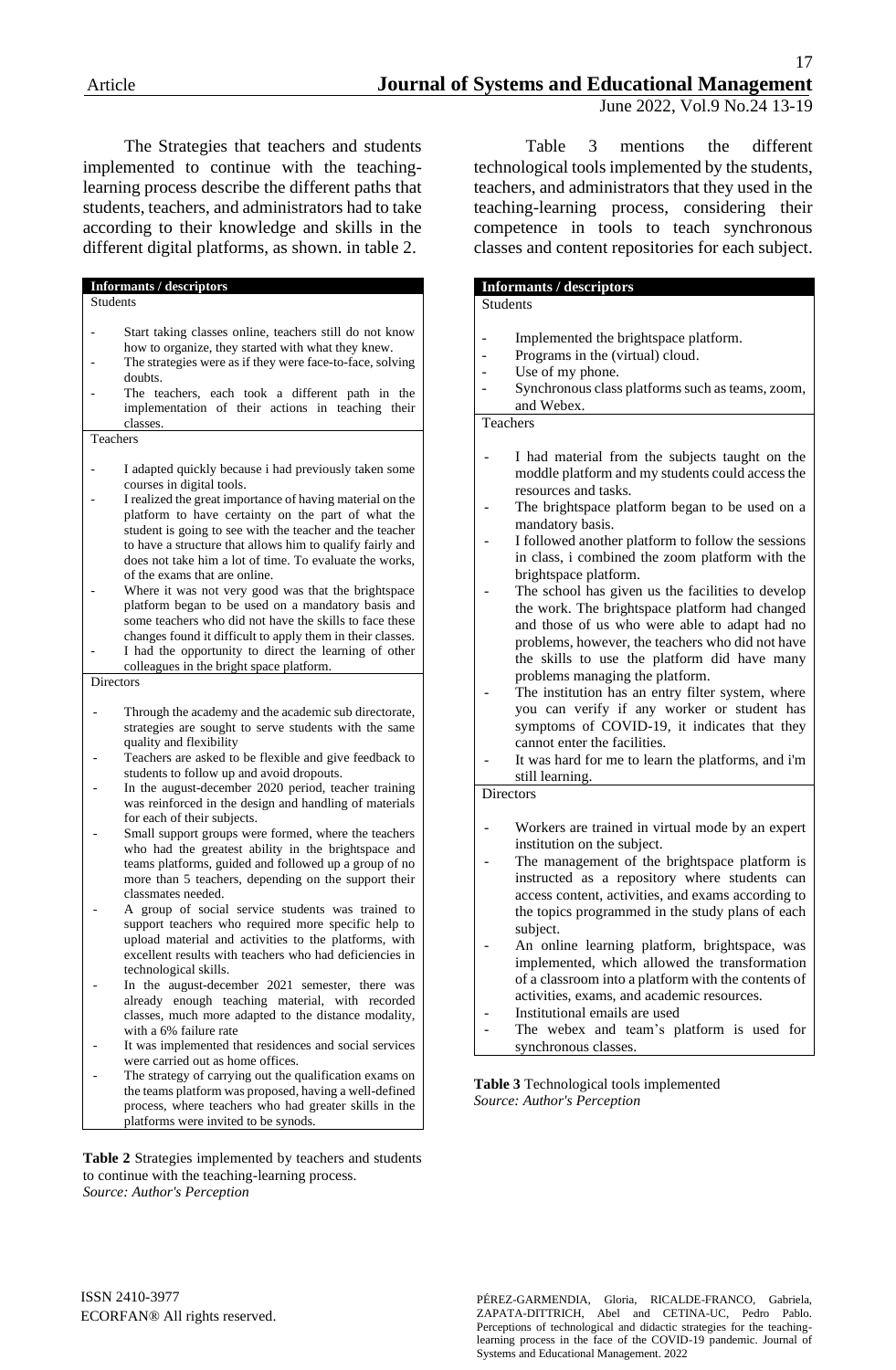The Strategies that teachers and students implemented to continue with the teaching-learning process describe the different paths that students, teachers, and administrators had to take according to their knowledge and skills in the different digital platforms, as shown. in table 2.

| **Informants / descriptors** |
|---|
| Students |
| - Start taking classes online, teachers still do not know how to organize, they started with what they knew.<br>- The strategies were as if they were face-to-face, solving doubts.<br>- The teachers, each took a different path in the implementation of their actions in teaching their classes. |
| Teachers |
| - I adapted quickly because i had previously taken some courses in digital tools.<br>- I realized the great importance of having material on the platform to have certainty on the part of what the student is going to see with the teacher and the teacher to have a structure that allows him to qualify fairly and does not take him a lot of time. To evaluate the works, of the exams that are online.<br>- Where it was not very good was that the brightspace platform began to be used on a mandatory basis and some teachers who did not have the skills to face these changes found it difficult to apply them in their classes.<br>- I had the opportunity to direct the learning of other colleagues in the bright space platform. |
| Directors |
| - Through the academy and the academic sub directorate, strategies are sought to serve students with the same quality and flexibility<br>- Teachers are asked to be flexible and give feedback to students to follow up and avoid dropouts.<br>- In the august-december 2020 period, teacher training was reinforced in the design and handling of materials for each of their subjects.<br>- Small support groups were formed, where the teachers who had the greatest ability in the brightspace and teams platforms, guided and followed up a group of no more than 5 teachers, depending on the support their classmates needed.<br>- A group of social service students was trained to support teachers who required more specific help to upload material and activities to the platforms, with excellent results with teachers who had deficiencies in technological skills.<br>- In the august-december 2021 semester, there was already enough teaching material, with recorded classes, much more adapted to the distance modality, with a 6% failure rate<br>- It was implemented that residences and social services were carried out as home offices.<br>- The strategy of carrying out the qualification exams on the teams platform was proposed, having a well-defined process, where teachers who had greater skills in the platforms were invited to be synods. |

**Table 2** Strategies implemented by teachers and students to continue with the teaching-learning process.
*Source: Author's Perception*

Table 3 mentions the different technological tools implemented by the students, teachers, and administrators that they used in the teaching-learning process, considering their competence in tools to teach synchronous classes and content repositories for each subject.

| **Informants / descriptors** |
|---|
| Students |
| - Implemented the brightspace platform.<br>- Programs in the (virtual) cloud.<br>- Use of my phone.<br>- Synchronous class platforms such as teams, zoom, and Webex. |
| Teachers |
| - I had material from the subjects taught on the moddle platform and my students could access the resources and tasks.<br>- The brightspace platform began to be used on a mandatory basis.<br>- I followed another platform to follow the sessions in class, i combined the zoom platform with the brightspace platform.<br>- The school has given us the facilities to develop the work. The brightspace platform had changed and those of us who were able to adapt had no problems, however, the teachers who did not have the skills to use the platform did have many problems managing the platform.<br>- The institution has an entry filter system, where you can verify if any worker or student has symptoms of COVID-19, it indicates that they cannot enter the facilities.<br>- It was hard for me to learn the platforms, and i'm still learning. |
| Directors |
| - Workers are trained in virtual mode by an expert institution on the subject.<br>- The management of the brightspace platform is instructed as a repository where students can access content, activities, and exams according to the topics programmed in the study plans of each subject.<br>- An online learning platform, brightspace, was implemented, which allowed the transformation of a classroom into a platform with the contents of activities, exams, and academic resources.<br>- Institutional emails are used<br>- The webex and team's platform is used for synchronous classes. |

**Table 3** Technological tools implemented
*Source: Author's Perception*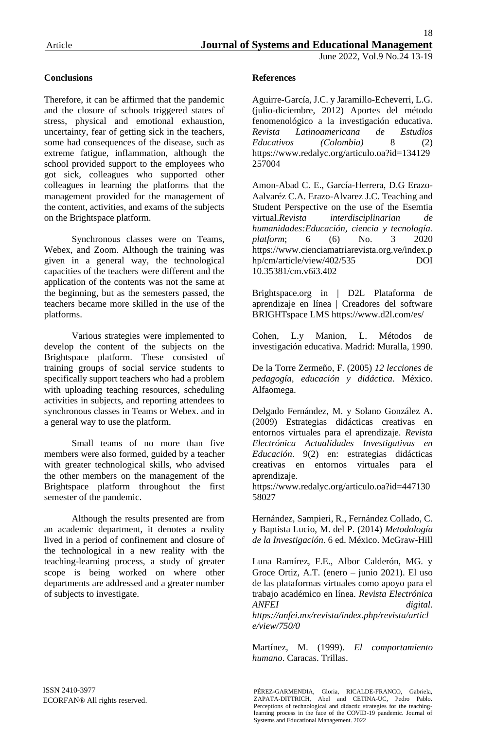## Conclusions

Therefore, it can be affirmed that the pandemic and the closure of schools triggered states of stress, physical and emotional exhaustion, uncertainty, fear of getting sick in the teachers, some had consequences of the disease, such as extreme fatigue, inflammation, although the school provided support to the employees who got sick, colleagues who supported other colleagues in learning the platforms that the management provided for the management of the content, activities, and exams of the subjects on the Brightspace platform.

Synchronous classes were on Teams, Webex, and Zoom. Although the training was given in a general way, the technological capacities of the teachers were different and the application of the contents was not the same at the beginning, but as the semesters passed, the teachers became more skilled in the use of the platforms.

Various strategies were implemented to develop the content of the subjects on the Brightspace platform. These consisted of training groups of social service students to specifically support teachers who had a problem with uploading teaching resources, scheduling activities in subjects, and reporting attendees to synchronous classes in Teams or Webex. and in a general way to use the platform.

Small teams of no more than five members were also formed, guided by a teacher with greater technological skills, who advised the other members on the management of the Brightspace platform throughout the first semester of the pandemic.

Although the results presented are from an academic department, it denotes a reality lived in a period of confinement and closure of the technological in a new reality with the teaching-learning process, a study of greater scope is being worked on where other departments are addressed and a greater number of subjects to investigate.

## References

Aguirre-García, J.C. y Jaramillo-Echeverri, L.G. (julio-diciembre, 2012) Aportes del método fenomenológico a la investigación educativa. *Revista Latinoamericana de Estudios Educativos (Colombia)* 8 (2) https://www.redalyc.org/articulo.oa?id=134129257004

Amon-Abad C. E., García-Herrera, D.G Erazo-Aalvaréz C.A. Erazo-Alvarez J.C. Teaching and Student Perspective on the use of the Esemtia virtual.*Revista interdisciplinarian de humanidades:Educación, ciencia y tecnología. platform*; 6 (6) No. 3 2020 https://www.cienciamatriarevista.org.ve/index.php/cm/article/view/402/535 DOI 10.35381/cm.v6i3.402

Brightspace.org in | D2L Plataforma de aprendizaje en línea | Creadores del software BRIGHTspace LMS https://www.d2l.com/es/

Cohen, L.y Manion, L. Métodos de investigación educativa. Madrid: Muralla, 1990.

De la Torre Zermeño, F. (2005) *12 lecciones de pedagogía, educación y didáctica*. México. Alfaomega.

Delgado Fernández, M. y Solano González A. (2009) Estrategias didácticas creativas en entornos virtuales para el aprendizaje. *Revista Electrónica Actualidades Investigativas en Educación*. 9(2) en: estrategias didácticas creativas en entornos virtuales para el aprendizaje. https://www.redalyc.org/articulo.oa?id=44713058027

Hernández, Sampieri, R., Fernández Collado, C. y Baptista Lucio, M. del P. (2014) *Metodología de la Investigación*. 6 ed. México. McGraw-Hill

Luna Ramírez, F.E., Albor Calderón, MG. y Groce Ortiz, A.T. (enero – junio 2021). El uso de las plataformas virtuales como apoyo para el trabajo académico en línea. *Revista Electrónica ANFEI digital. https://anfei.mx/revista/index.php/revista/article/view/750/0*

Martínez, M. (1999). *El comportamiento humano*. Caracas. Trillas.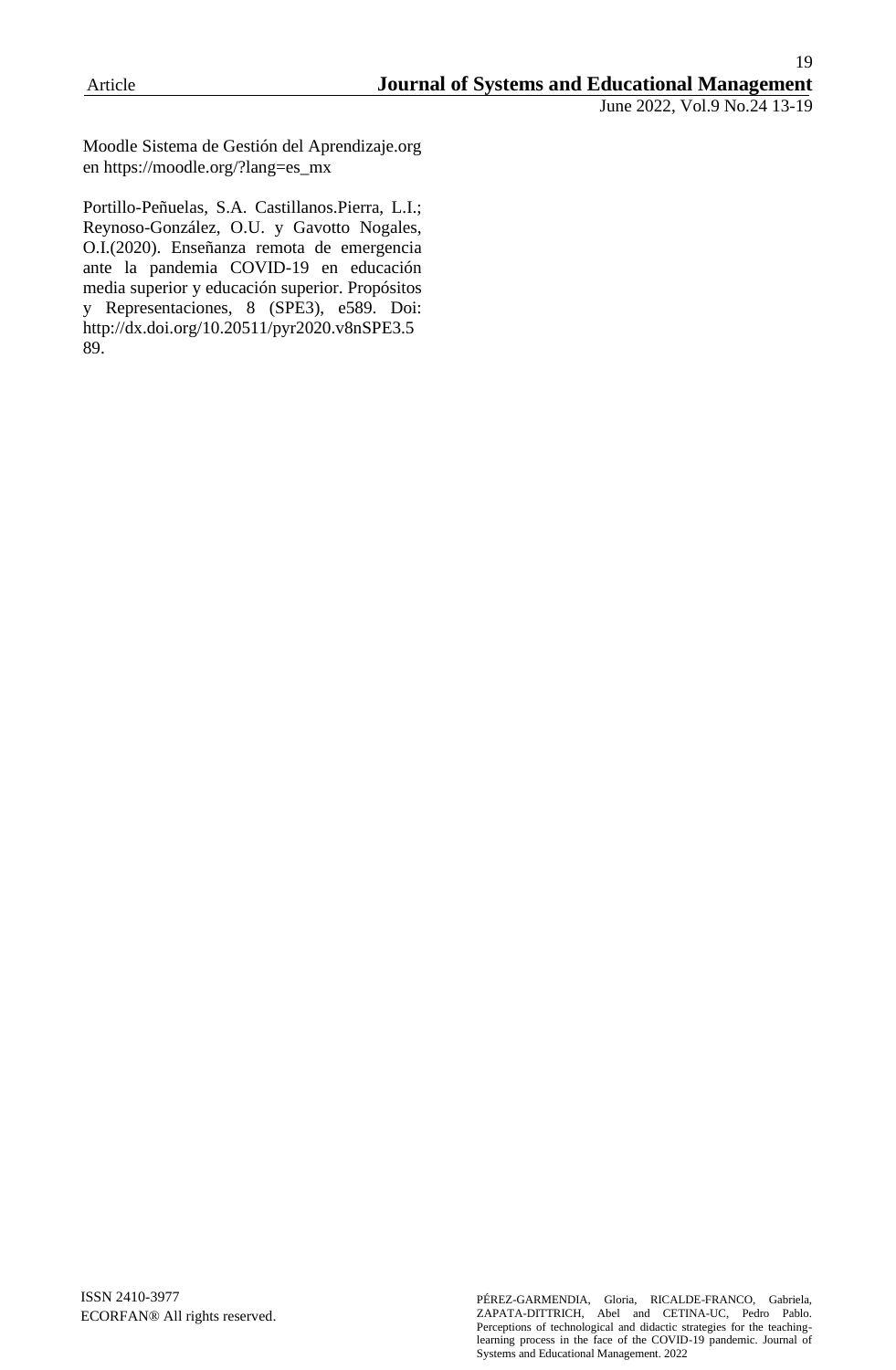Moodle Sistema de Gestión del Aprendizaje.org en https://moodle.org/?lang=es_mx

Portillo-Peñuelas, S.A. Castillanos.Pierra, L.I.; Reynoso-González, O.U. y Gavotto Nogales, O.I.(2020). Enseñanza remota de emergencia ante la pandemia COVID-19 en educación media superior y educación superior. Propósitos y Representaciones, 8 (SPE3), e589. Doi: http://dx.doi.org/10.20511/pyr2020.v8nSPE3.589.